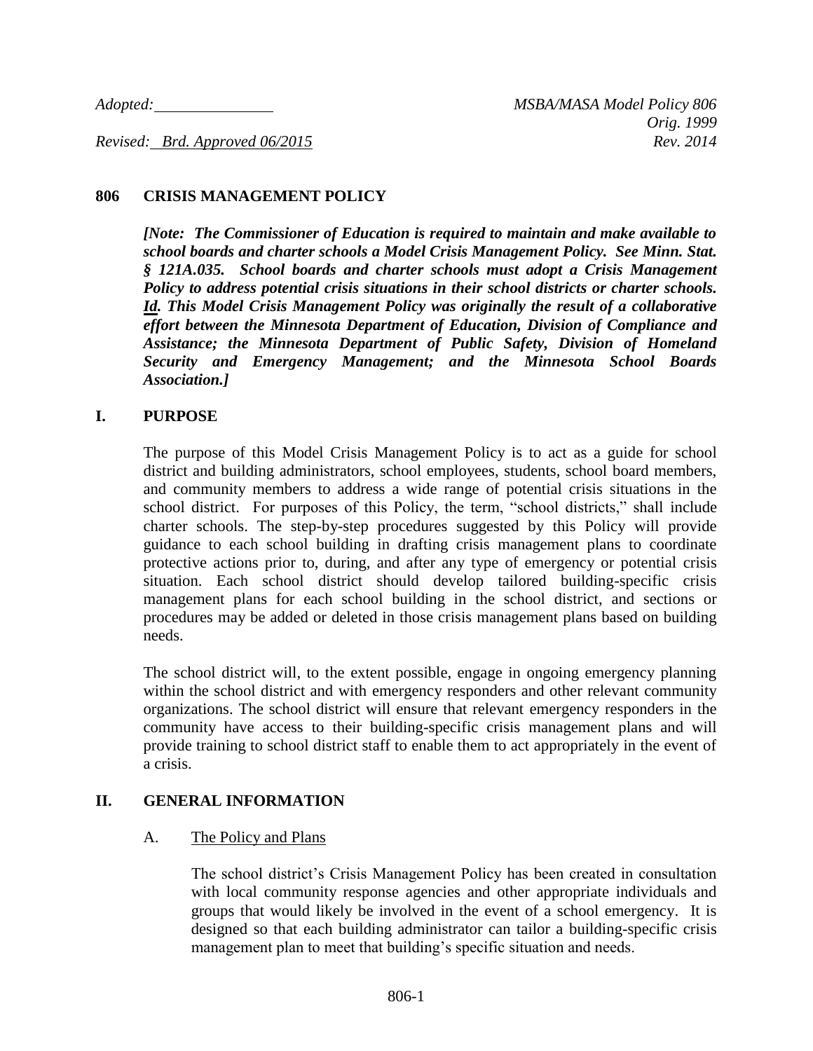*Adopted:* ______________ *MSBA/MASA Model Policy 806*
*Orig. 1999*
*Revised: Brd. Approved 06/2015* *Rev. 2014*

# 806 CRISIS MANAGEMENT POLICY

***[Note: The Commissioner of Education is required to maintain and make available to school boards and charter schools a Model Crisis Management Policy. See Minn. Stat. § 121A.035. School boards and charter schools must adopt a Crisis Management Policy to address potential crisis situations in their school districts or charter schools. Id. This Model Crisis Management Policy was originally the result of a collaborative effort between the Minnesota Department of Education, Division of Compliance and Assistance; the Minnesota Department of Public Safety, Division of Homeland Security and Emergency Management; and the Minnesota School Boards Association.]***

## I. PURPOSE

The purpose of this Model Crisis Management Policy is to act as a guide for school district and building administrators, school employees, students, school board members, and community members to address a wide range of potential crisis situations in the school district. For purposes of this Policy, the term, "school districts," shall include charter schools. The step-by-step procedures suggested by this Policy will provide guidance to each school building in drafting crisis management plans to coordinate protective actions prior to, during, and after any type of emergency or potential crisis situation. Each school district should develop tailored building-specific crisis management plans for each school building in the school district, and sections or procedures may be added or deleted in those crisis management plans based on building needs.

The school district will, to the extent possible, engage in ongoing emergency planning within the school district and with emergency responders and other relevant community organizations. The school district will ensure that relevant emergency responders in the community have access to their building-specific crisis management plans and will provide training to school district staff to enable them to act appropriately in the event of a crisis.

## II. GENERAL INFORMATION

### A. The Policy and Plans

The school district's Crisis Management Policy has been created in consultation with local community response agencies and other appropriate individuals and groups that would likely be involved in the event of a school emergency. It is designed so that each building administrator can tailor a building-specific crisis management plan to meet that building's specific situation and needs.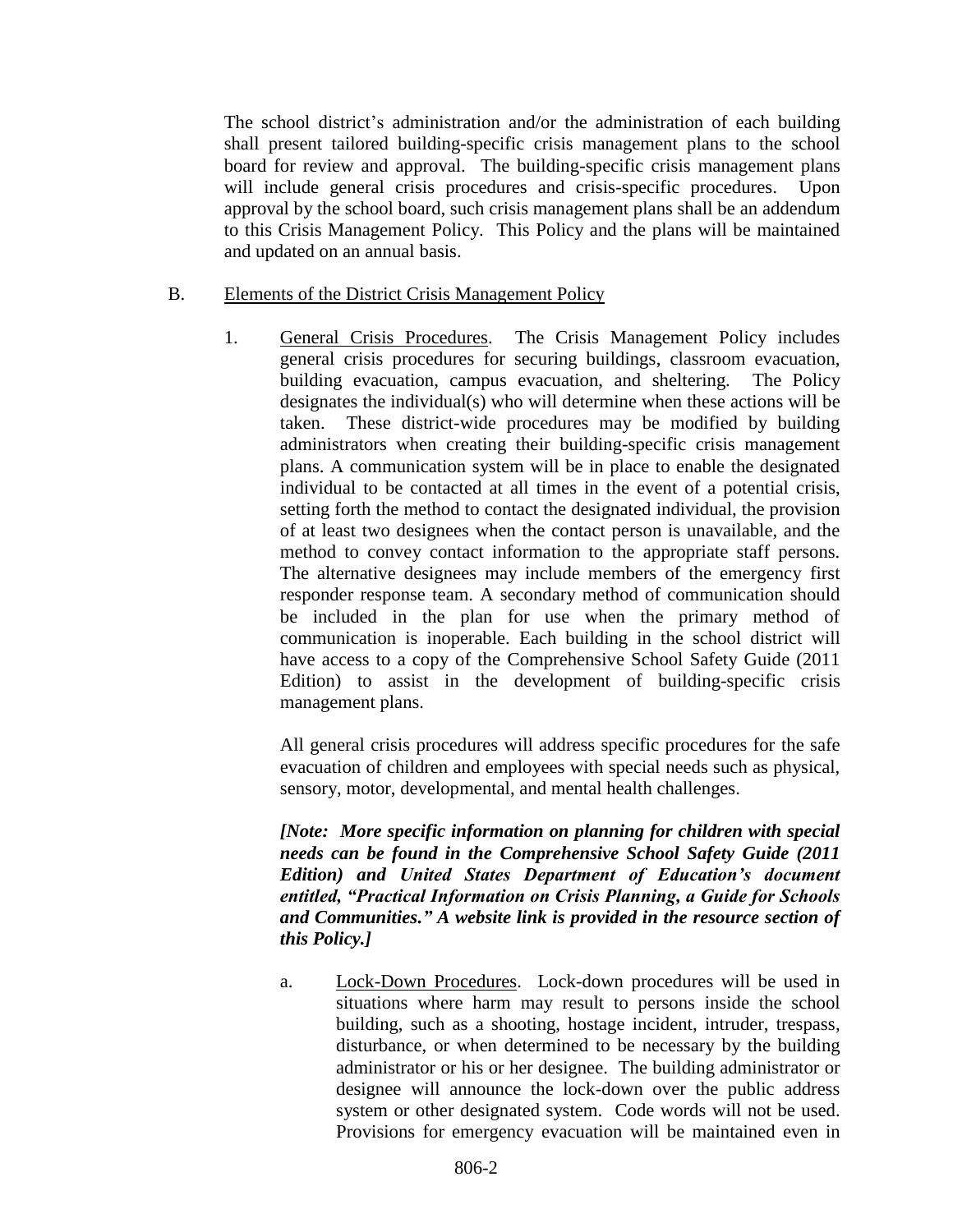The school district's administration and/or the administration of each building shall present tailored building-specific crisis management plans to the school board for review and approval. The building-specific crisis management plans will include general crisis procedures and crisis-specific procedures. Upon approval by the school board, such crisis management plans shall be an addendum to this Crisis Management Policy. This Policy and the plans will be maintained and updated on an annual basis.

B. Elements of the District Crisis Management Policy

1. General Crisis Procedures. The Crisis Management Policy includes general crisis procedures for securing buildings, classroom evacuation, building evacuation, campus evacuation, and sheltering. The Policy designates the individual(s) who will determine when these actions will be taken. These district-wide procedures may be modified by building administrators when creating their building-specific crisis management plans. A communication system will be in place to enable the designated individual to be contacted at all times in the event of a potential crisis, setting forth the method to contact the designated individual, the provision of at least two designees when the contact person is unavailable, and the method to convey contact information to the appropriate staff persons. The alternative designees may include members of the emergency first responder response team. A secondary method of communication should be included in the plan for use when the primary method of communication is inoperable. Each building in the school district will have access to a copy of the Comprehensive School Safety Guide (2011 Edition) to assist in the development of building-specific crisis management plans.

   All general crisis procedures will address specific procedures for the safe evacuation of children and employees with special needs such as physical, sensory, motor, developmental, and mental health challenges.

   ***[Note: More specific information on planning for children with special needs can be found in the Comprehensive School Safety Guide (2011 Edition) and United States Department of Education's document entitled, "Practical Information on Crisis Planning, a Guide for Schools and Communities." A website link is provided in the resource section of this Policy.]***

   a. Lock-Down Procedures. Lock-down procedures will be used in situations where harm may result to persons inside the school building, such as a shooting, hostage incident, intruder, trespass, disturbance, or when determined to be necessary by the building administrator or his or her designee. The building administrator or designee will announce the lock-down over the public address system or other designated system. Code words will not be used. Provisions for emergency evacuation will be maintained even in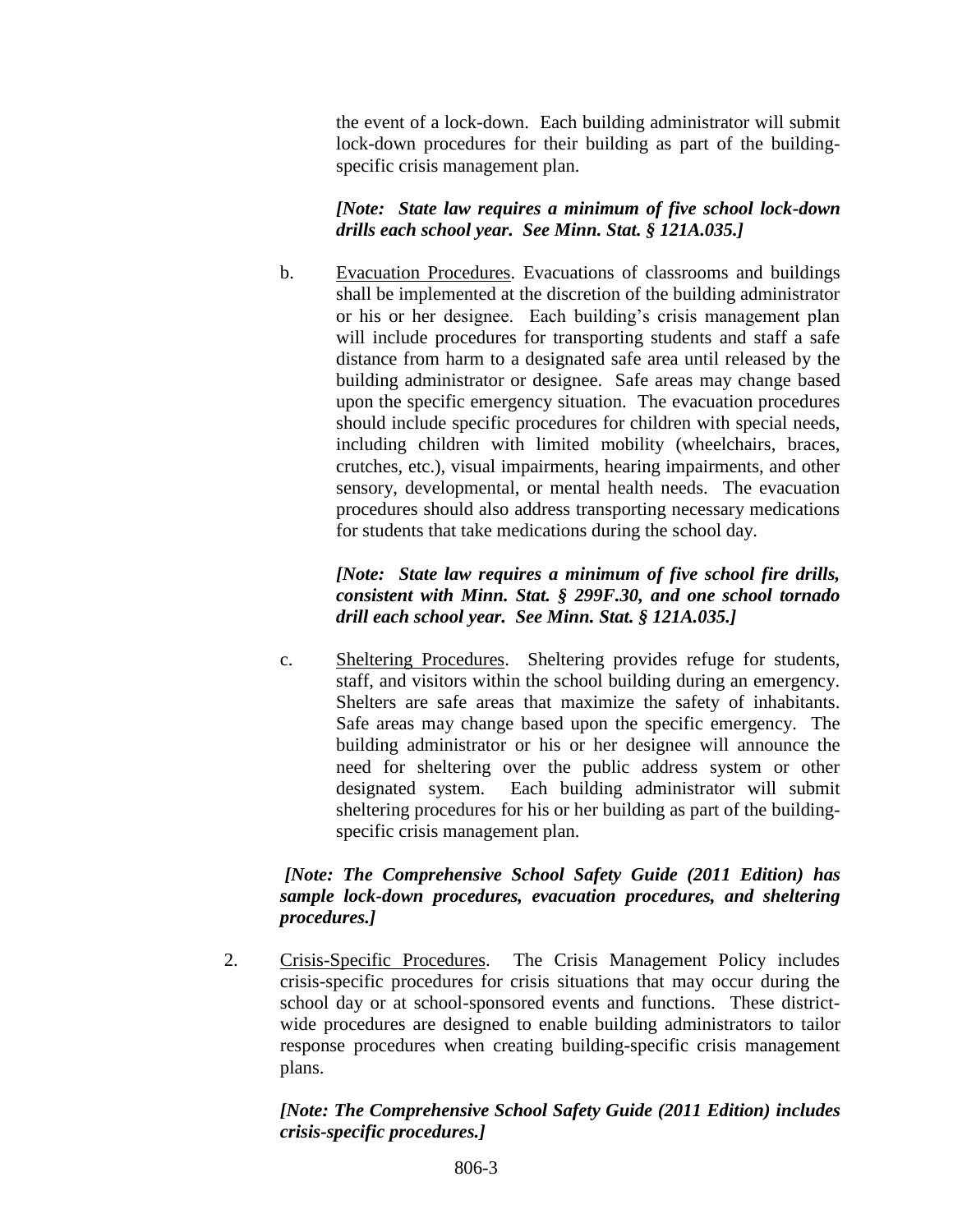the event of a lock-down. Each building administrator will submit lock-down procedures for their building as part of the building-specific crisis management plan.

***[Note: State law requires a minimum of five school lock-down drills each school year. See Minn. Stat. § 121A.035.]***

b. Evacuation Procedures. Evacuations of classrooms and buildings shall be implemented at the discretion of the building administrator or his or her designee. Each building's crisis management plan will include procedures for transporting students and staff a safe distance from harm to a designated safe area until released by the building administrator or designee. Safe areas may change based upon the specific emergency situation. The evacuation procedures should include specific procedures for children with special needs, including children with limited mobility (wheelchairs, braces, crutches, etc.), visual impairments, hearing impairments, and other sensory, developmental, or mental health needs. The evacuation procedures should also address transporting necessary medications for students that take medications during the school day.

***[Note: State law requires a minimum of five school fire drills, consistent with Minn. Stat. § 299F.30, and one school tornado drill each school year. See Minn. Stat. § 121A.035.]***

c. Sheltering Procedures. Sheltering provides refuge for students, staff, and visitors within the school building during an emergency. Shelters are safe areas that maximize the safety of inhabitants. Safe areas may change based upon the specific emergency. The building administrator or his or her designee will announce the need for sheltering over the public address system or other designated system. Each building administrator will submit sheltering procedures for his or her building as part of the building-specific crisis management plan.

***[Note: The Comprehensive School Safety Guide (2011 Edition) has sample lock-down procedures, evacuation procedures, and sheltering procedures.]***

2. Crisis-Specific Procedures. The Crisis Management Policy includes crisis-specific procedures for crisis situations that may occur during the school day or at school-sponsored events and functions. These district-wide procedures are designed to enable building administrators to tailor response procedures when creating building-specific crisis management plans.

***[Note: The Comprehensive School Safety Guide (2011 Edition) includes crisis-specific procedures.]***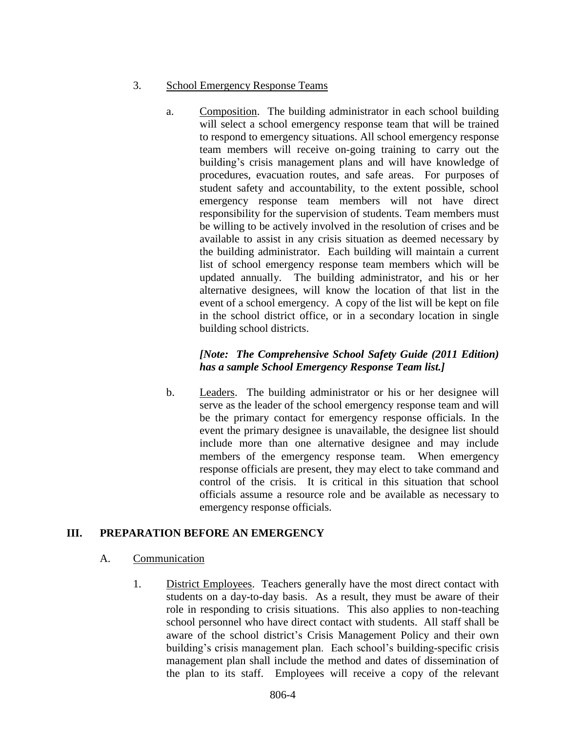3. School Emergency Response Teams

   a. Composition. The building administrator in each school building will select a school emergency response team that will be trained to respond to emergency situations. All school emergency response team members will receive on-going training to carry out the building's crisis management plans and will have knowledge of procedures, evacuation routes, and safe areas. For purposes of student safety and accountability, to the extent possible, school emergency response team members will not have direct responsibility for the supervision of students. Team members must be willing to be actively involved in the resolution of crises and be available to assist in any crisis situation as deemed necessary by the building administrator. Each building will maintain a current list of school emergency response team members which will be updated annually. The building administrator, and his or her alternative designees, will know the location of that list in the event of a school emergency. A copy of the list will be kept on file in the school district office, or in a secondary location in single building school districts.

      ***[Note: The Comprehensive School Safety Guide (2011 Edition) has a sample School Emergency Response Team list.]***

   b. Leaders. The building administrator or his or her designee will serve as the leader of the school emergency response team and will be the primary contact for emergency response officials. In the event the primary designee is unavailable, the designee list should include more than one alternative designee and may include members of the emergency response team. When emergency response officials are present, they may elect to take command and control of the crisis. It is critical in this situation that school officials assume a resource role and be available as necessary to emergency response officials.

## III. PREPARATION BEFORE AN EMERGENCY

### A. Communication

1. District Employees. Teachers generally have the most direct contact with students on a day-to-day basis. As a result, they must be aware of their role in responding to crisis situations. This also applies to non-teaching school personnel who have direct contact with students. All staff shall be aware of the school district's Crisis Management Policy and their own building's crisis management plan. Each school's building-specific crisis management plan shall include the method and dates of dissemination of the plan to its staff. Employees will receive a copy of the relevant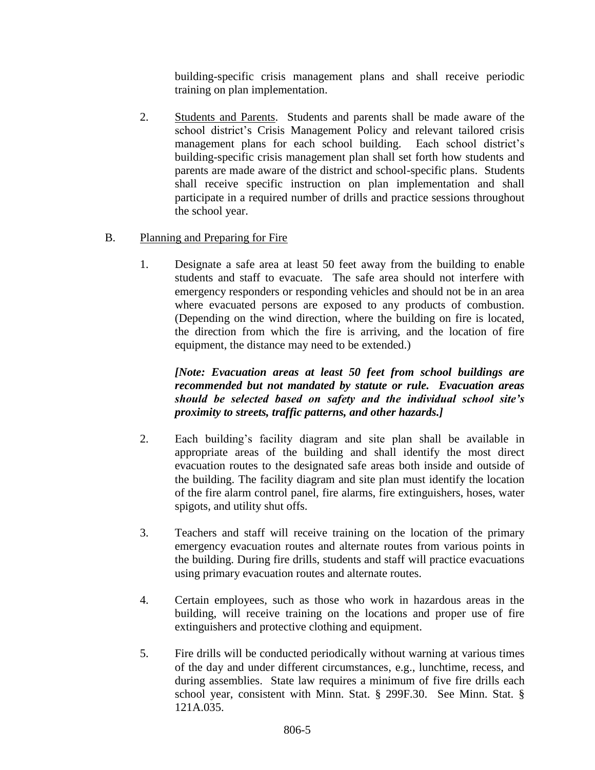building-specific crisis management plans and shall receive periodic training on plan implementation.

2. Students and Parents. Students and parents shall be made aware of the school district's Crisis Management Policy and relevant tailored crisis management plans for each school building. Each school district's building-specific crisis management plan shall set forth how students and parents are made aware of the district and school-specific plans. Students shall receive specific instruction on plan implementation and shall participate in a required number of drills and practice sessions throughout the school year.

B. Planning and Preparing for Fire

1. Designate a safe area at least 50 feet away from the building to enable students and staff to evacuate. The safe area should not interfere with emergency responders or responding vehicles and should not be in an area where evacuated persons are exposed to any products of combustion. (Depending on the wind direction, where the building on fire is located, the direction from which the fire is arriving, and the location of fire equipment, the distance may need to be extended.)

   ***[Note: Evacuation areas at least 50 feet from school buildings are recommended but not mandated by statute or rule. Evacuation areas should be selected based on safety and the individual school site's proximity to streets, traffic patterns, and other hazards.]***

2. Each building's facility diagram and site plan shall be available in appropriate areas of the building and shall identify the most direct evacuation routes to the designated safe areas both inside and outside of the building. The facility diagram and site plan must identify the location of the fire alarm control panel, fire alarms, fire extinguishers, hoses, water spigots, and utility shut offs.

3. Teachers and staff will receive training on the location of the primary emergency evacuation routes and alternate routes from various points in the building. During fire drills, students and staff will practice evacuations using primary evacuation routes and alternate routes.

4. Certain employees, such as those who work in hazardous areas in the building, will receive training on the locations and proper use of fire extinguishers and protective clothing and equipment.

5. Fire drills will be conducted periodically without warning at various times of the day and under different circumstances, e.g., lunchtime, recess, and during assemblies. State law requires a minimum of five fire drills each school year, consistent with Minn. Stat. § 299F.30. See Minn. Stat. § 121A.035.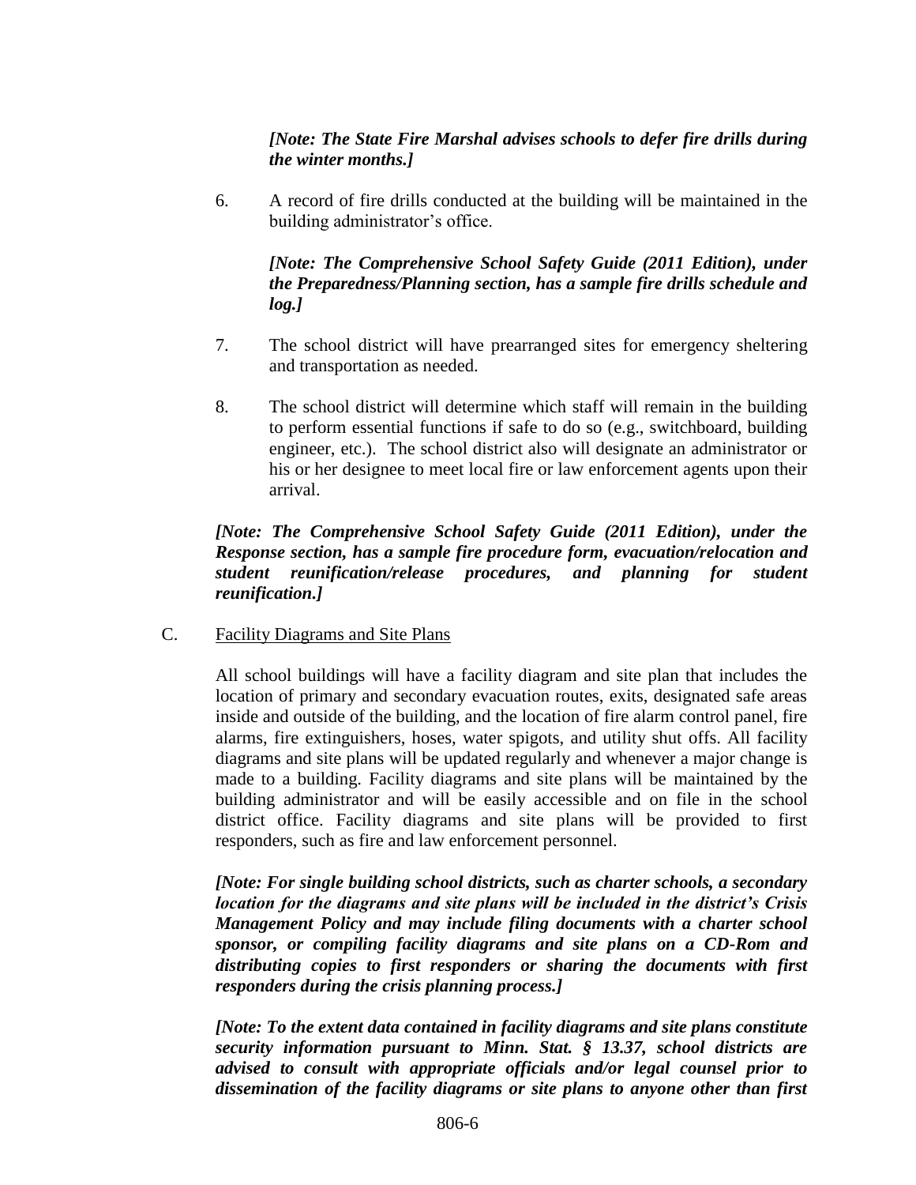***[Note: The State Fire Marshal advises schools to defer fire drills during the winter months.]***

6. A record of fire drills conducted at the building will be maintained in the building administrator's office.

   ***[Note: The Comprehensive School Safety Guide (2011 Edition), under the Preparedness/Planning section, has a sample fire drills schedule and log.]***

7. The school district will have prearranged sites for emergency sheltering and transportation as needed.

8. The school district will determine which staff will remain in the building to perform essential functions if safe to do so (e.g., switchboard, building engineer, etc.). The school district also will designate an administrator or his or her designee to meet local fire or law enforcement agents upon their arrival.

***[Note: The Comprehensive School Safety Guide (2011 Edition), under the Response section, has a sample fire procedure form, evacuation/relocation and student reunification/release procedures, and planning for student reunification.]***

C. Facility Diagrams and Site Plans

All school buildings will have a facility diagram and site plan that includes the location of primary and secondary evacuation routes, exits, designated safe areas inside and outside of the building, and the location of fire alarm control panel, fire alarms, fire extinguishers, hoses, water spigots, and utility shut offs. All facility diagrams and site plans will be updated regularly and whenever a major change is made to a building. Facility diagrams and site plans will be maintained by the building administrator and will be easily accessible and on file in the school district office. Facility diagrams and site plans will be provided to first responders, such as fire and law enforcement personnel.

***[Note: For single building school districts, such as charter schools, a secondary location for the diagrams and site plans will be included in the district's Crisis Management Policy and may include filing documents with a charter school sponsor, or compiling facility diagrams and site plans on a CD-Rom and distributing copies to first responders or sharing the documents with first responders during the crisis planning process.]***

***[Note: To the extent data contained in facility diagrams and site plans constitute security information pursuant to Minn. Stat. § 13.37, school districts are advised to consult with appropriate officials and/or legal counsel prior to dissemination of the facility diagrams or site plans to anyone other than first***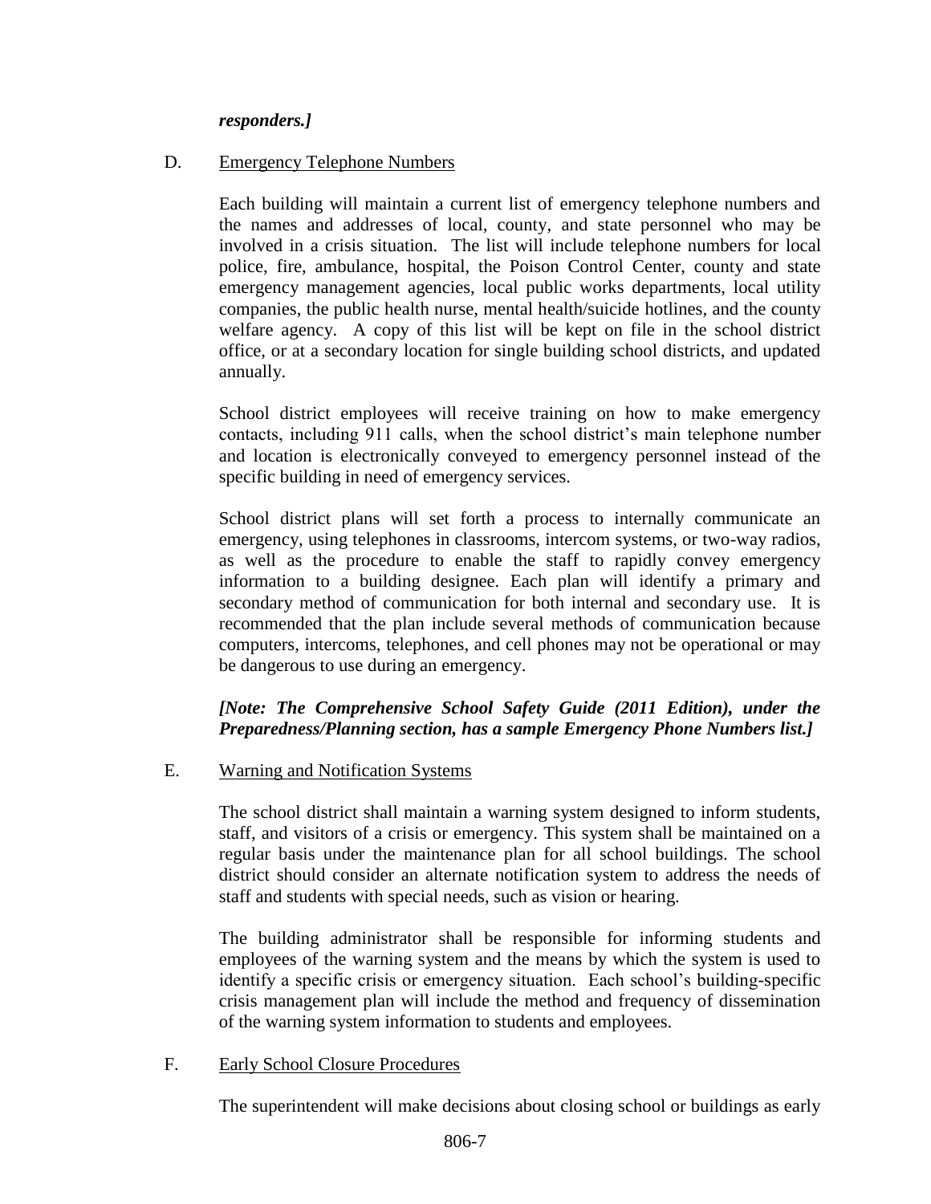***responders.]***

D. Emergency Telephone Numbers

Each building will maintain a current list of emergency telephone numbers and the names and addresses of local, county, and state personnel who may be involved in a crisis situation. The list will include telephone numbers for local police, fire, ambulance, hospital, the Poison Control Center, county and state emergency management agencies, local public works departments, local utility companies, the public health nurse, mental health/suicide hotlines, and the county welfare agency. A copy of this list will be kept on file in the school district office, or at a secondary location for single building school districts, and updated annually.

School district employees will receive training on how to make emergency contacts, including 911 calls, when the school district's main telephone number and location is electronically conveyed to emergency personnel instead of the specific building in need of emergency services.

School district plans will set forth a process to internally communicate an emergency, using telephones in classrooms, intercom systems, or two-way radios, as well as the procedure to enable the staff to rapidly convey emergency information to a building designee. Each plan will identify a primary and secondary method of communication for both internal and secondary use. It is recommended that the plan include several methods of communication because computers, intercoms, telephones, and cell phones may not be operational or may be dangerous to use during an emergency.

***[Note: The Comprehensive School Safety Guide (2011 Edition), under the Preparedness/Planning section, has a sample Emergency Phone Numbers list.]***

E. Warning and Notification Systems

The school district shall maintain a warning system designed to inform students, staff, and visitors of a crisis or emergency. This system shall be maintained on a regular basis under the maintenance plan for all school buildings. The school district should consider an alternate notification system to address the needs of staff and students with special needs, such as vision or hearing.

The building administrator shall be responsible for informing students and employees of the warning system and the means by which the system is used to identify a specific crisis or emergency situation. Each school's building-specific crisis management plan will include the method and frequency of dissemination of the warning system information to students and employees.

F. Early School Closure Procedures

The superintendent will make decisions about closing school or buildings as early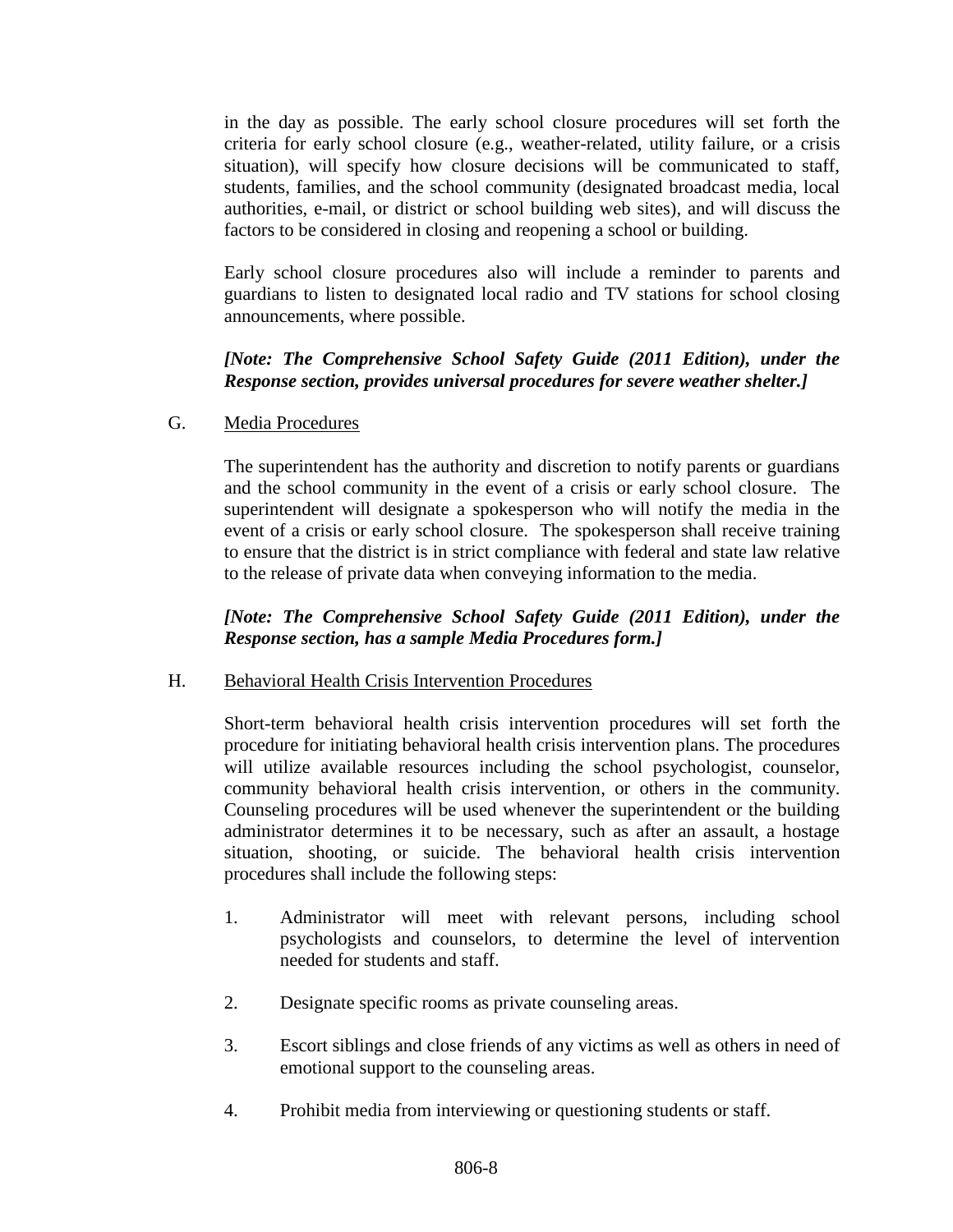in the day as possible. The early school closure procedures will set forth the criteria for early school closure (e.g., weather-related, utility failure, or a crisis situation), will specify how closure decisions will be communicated to staff, students, families, and the school community (designated broadcast media, local authorities, e-mail, or district or school building web sites), and will discuss the factors to be considered in closing and reopening a school or building.

Early school closure procedures also will include a reminder to parents and guardians to listen to designated local radio and TV stations for school closing announcements, where possible.

***[Note: The Comprehensive School Safety Guide (2011 Edition), under the Response section, provides universal procedures for severe weather shelter.]***

G. <u>Media Procedures</u>

The superintendent has the authority and discretion to notify parents or guardians and the school community in the event of a crisis or early school closure. The superintendent will designate a spokesperson who will notify the media in the event of a crisis or early school closure. The spokesperson shall receive training to ensure that the district is in strict compliance with federal and state law relative to the release of private data when conveying information to the media.

***[Note: The Comprehensive School Safety Guide (2011 Edition), under the Response section, has a sample Media Procedures form.]***

H. <u>Behavioral Health Crisis Intervention Procedures</u>

Short-term behavioral health crisis intervention procedures will set forth the procedure for initiating behavioral health crisis intervention plans. The procedures will utilize available resources including the school psychologist, counselor, community behavioral health crisis intervention, or others in the community. Counseling procedures will be used whenever the superintendent or the building administrator determines it to be necessary, such as after an assault, a hostage situation, shooting, or suicide. The behavioral health crisis intervention procedures shall include the following steps:

1. Administrator will meet with relevant persons, including school psychologists and counselors, to determine the level of intervention needed for students and staff.

2. Designate specific rooms as private counseling areas.

3. Escort siblings and close friends of any victims as well as others in need of emotional support to the counseling areas.

4. Prohibit media from interviewing or questioning students or staff.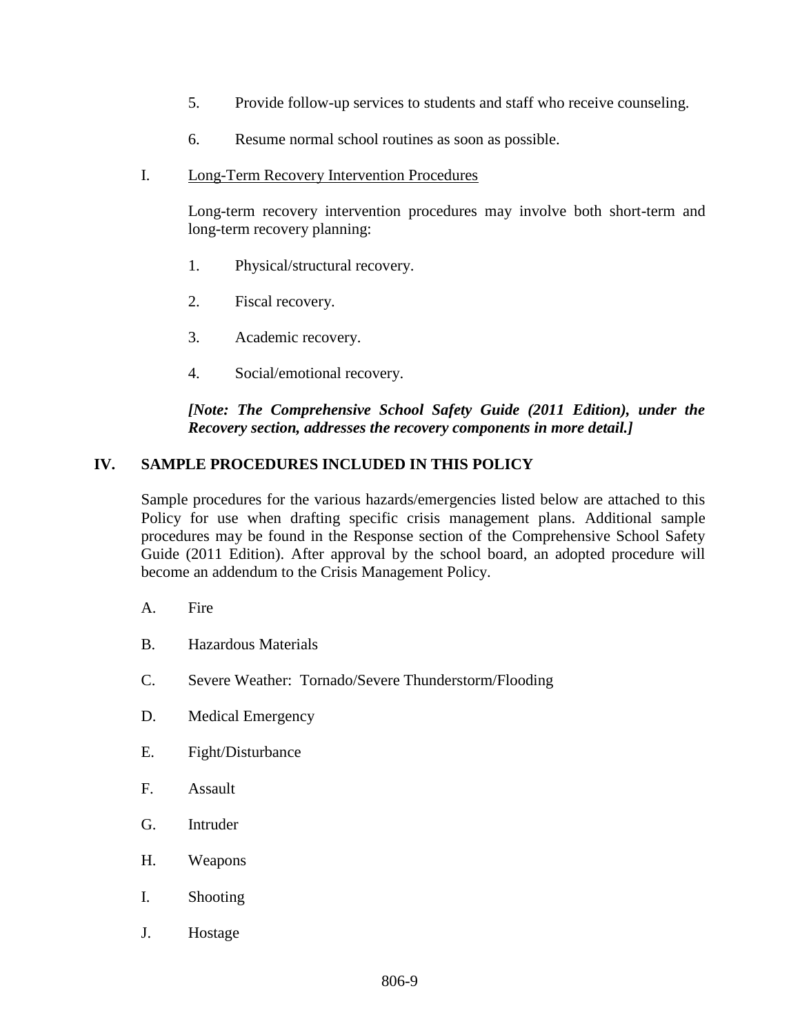5. Provide follow-up services to students and staff who receive counseling.

6. Resume normal school routines as soon as possible.

I. <u>Long-Term Recovery Intervention Procedures</u>

Long-term recovery intervention procedures may involve both short-term and long-term recovery planning:

1. Physical/structural recovery.

2. Fiscal recovery.

3. Academic recovery.

4. Social/emotional recovery.

***[Note: The Comprehensive School Safety Guide (2011 Edition), under the Recovery section, addresses the recovery components in more detail.]***

## IV. SAMPLE PROCEDURES INCLUDED IN THIS POLICY

Sample procedures for the various hazards/emergencies listed below are attached to this Policy for use when drafting specific crisis management plans. Additional sample procedures may be found in the Response section of the Comprehensive School Safety Guide (2011 Edition). After approval by the school board, an adopted procedure will become an addendum to the Crisis Management Policy.

A. Fire

B. Hazardous Materials

C. Severe Weather: Tornado/Severe Thunderstorm/Flooding

D. Medical Emergency

E. Fight/Disturbance

F. Assault

G. Intruder

H. Weapons

I. Shooting

J. Hostage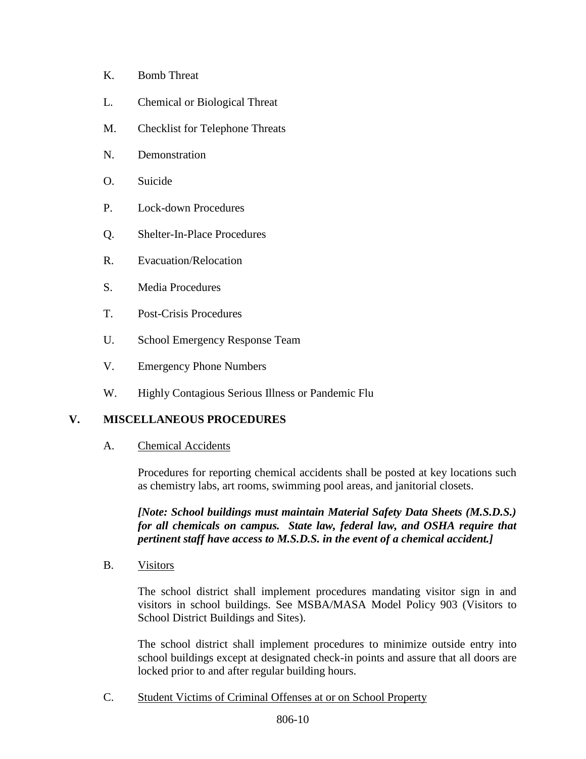K. Bomb Threat

L. Chemical or Biological Threat

M. Checklist for Telephone Threats

N. Demonstration

O. Suicide

P. Lock-down Procedures

Q. Shelter-In-Place Procedures

R. Evacuation/Relocation

S. Media Procedures

T. Post-Crisis Procedures

U. School Emergency Response Team

V. Emergency Phone Numbers

W. Highly Contagious Serious Illness or Pandemic Flu

## V. MISCELLANEOUS PROCEDURES

A. <u>Chemical Accidents</u>

Procedures for reporting chemical accidents shall be posted at key locations such as chemistry labs, art rooms, swimming pool areas, and janitorial closets.

***[Note: School buildings must maintain Material Safety Data Sheets (M.S.D.S.) for all chemicals on campus. State law, federal law, and OSHA require that pertinent staff have access to M.S.D.S. in the event of a chemical accident.]***

B. <u>Visitors</u>

The school district shall implement procedures mandating visitor sign in and visitors in school buildings. See MSBA/MASA Model Policy 903 (Visitors to School District Buildings and Sites).

The school district shall implement procedures to minimize outside entry into school buildings except at designated check-in points and assure that all doors are locked prior to and after regular building hours.

C. <u>Student Victims of Criminal Offenses at or on School Property</u>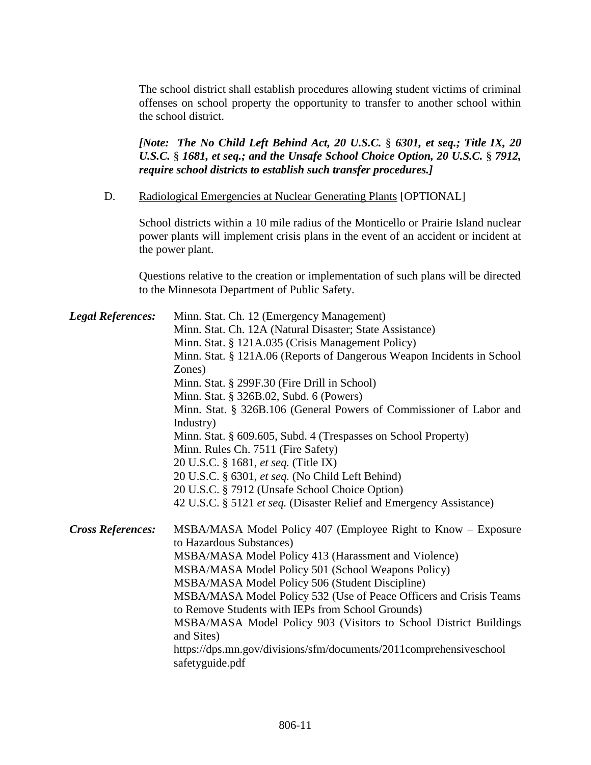The school district shall establish procedures allowing student victims of criminal offenses on school property the opportunity to transfer to another school within the school district.

***[Note: The No Child Left Behind Act, 20 U.S.C.* § *6301, et seq.; Title IX, 20 U.S.C.* § *1681, et seq.; and the Unsafe School Choice Option, 20 U.S.C.* § *7912, require school districts to establish such transfer procedures.]***

D. Radiological Emergencies at Nuclear Generating Plants [OPTIONAL]

School districts within a 10 mile radius of the Monticello or Prairie Island nuclear power plants will implement crisis plans in the event of an accident or incident at the power plant.

Questions relative to the creation or implementation of such plans will be directed to the Minnesota Department of Public Safety.

***Legal References:***

Minn. Stat. Ch. 12 (Emergency Management)
Minn. Stat. Ch. 12A (Natural Disaster; State Assistance)
Minn. Stat. § 121A.035 (Crisis Management Policy)
Minn. Stat. § 121A.06 (Reports of Dangerous Weapon Incidents in School Zones)
Minn. Stat. § 299F.30 (Fire Drill in School)
Minn. Stat. § 326B.02, Subd. 6 (Powers)
Minn. Stat. § 326B.106 (General Powers of Commissioner of Labor and Industry)
Minn. Stat. § 609.605, Subd. 4 (Trespasses on School Property)
Minn. Rules Ch. 7511 (Fire Safety)
20 U.S.C. § 1681, *et seq.* (Title IX)
20 U.S.C. § 6301, *et seq.* (No Child Left Behind)
20 U.S.C. § 7912 (Unsafe School Choice Option)
42 U.S.C. § 5121 *et seq.* (Disaster Relief and Emergency Assistance)

***Cross References:***

MSBA/MASA Model Policy 407 (Employee Right to Know – Exposure to Hazardous Substances)
MSBA/MASA Model Policy 413 (Harassment and Violence)
MSBA/MASA Model Policy 501 (School Weapons Policy)
MSBA/MASA Model Policy 506 (Student Discipline)
MSBA/MASA Model Policy 532 (Use of Peace Officers and Crisis Teams to Remove Students with IEPs from School Grounds)
MSBA/MASA Model Policy 903 (Visitors to School District Buildings and Sites)
https://dps.mn.gov/divisions/sfm/documents/2011comprehensiveschoolsafetyguide.pdf